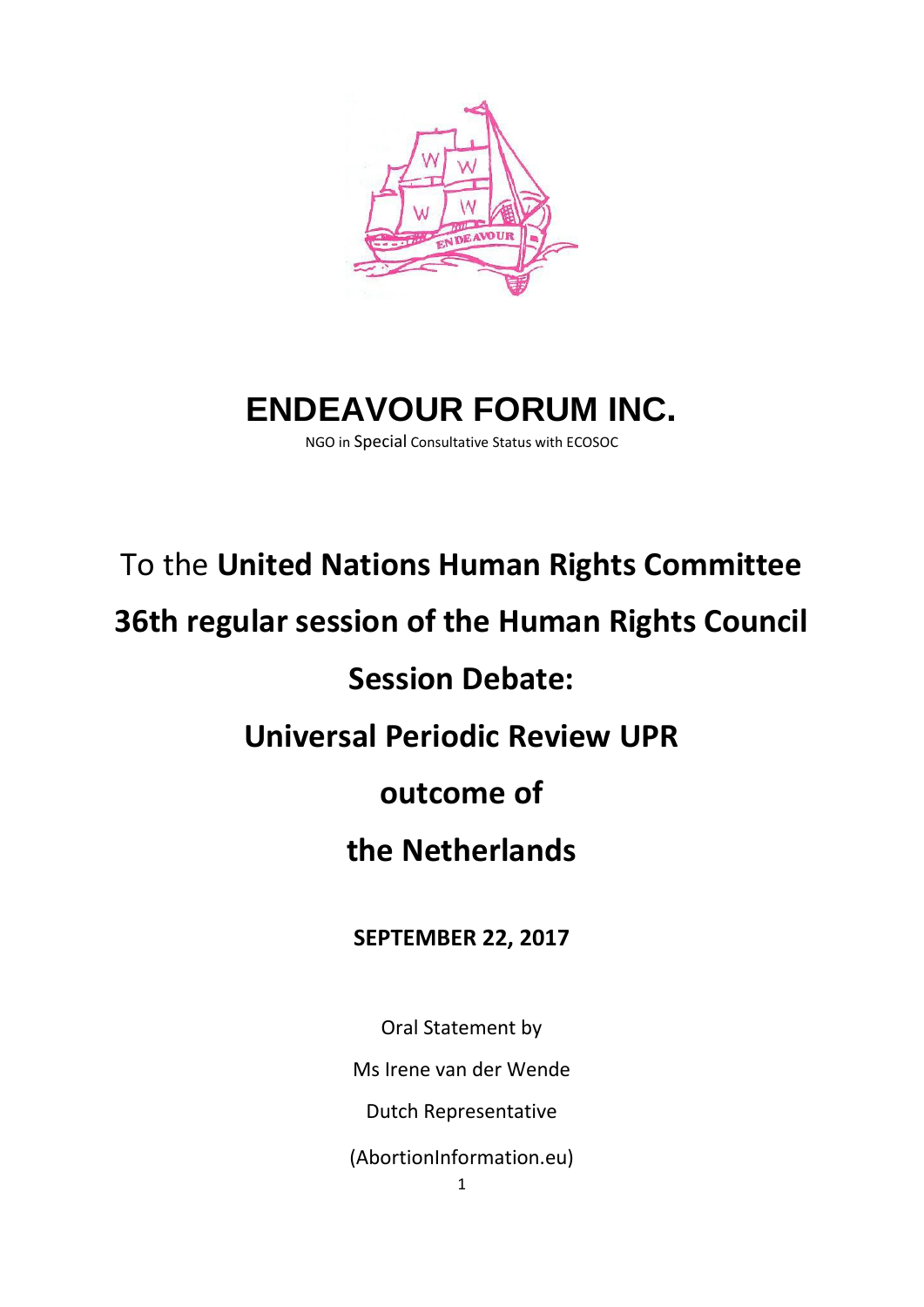# ENDEAVOUR FORUM INC.

NGO in Special Consultative Status with ECOSOC

To the **United Nations Human Rights Committee**

**36th regular session of the Human Rights Council**

**Session Debate:**

**Universal Periodic Review UPR**

**outcome of**

**the Netherlands**

**SEPTEMBER 22, 2017**

Oral Statement by

Ms Irene van der Wende

Dutch Representative

(AbortionInformation.eu)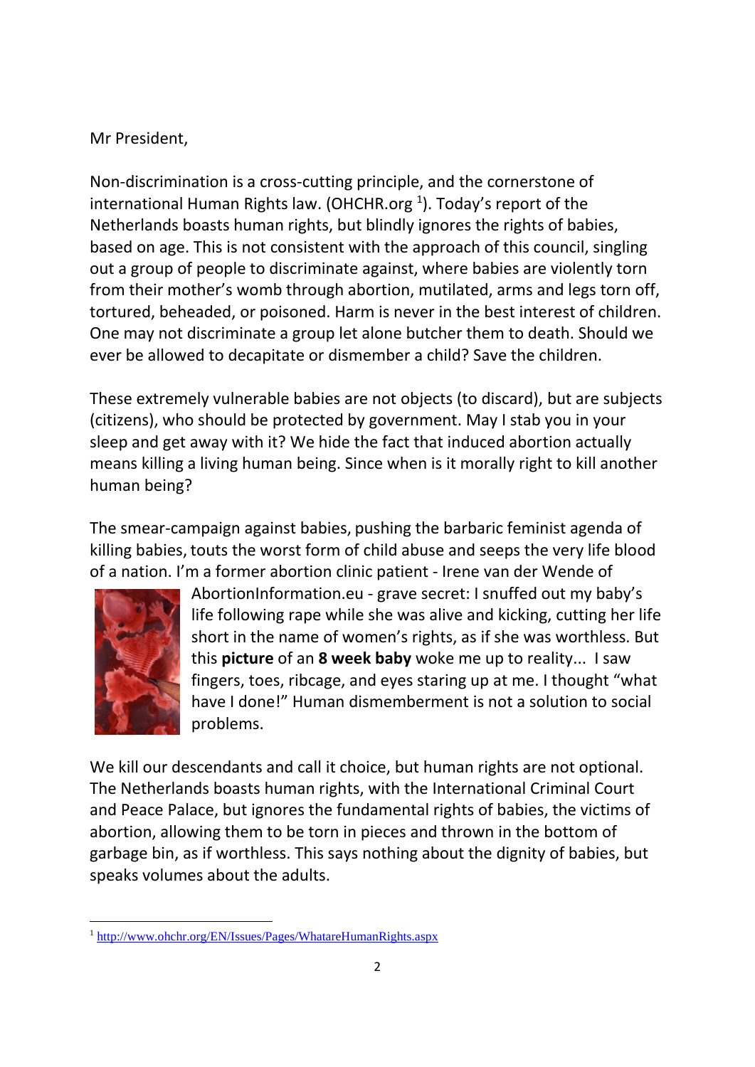Mr President,

Non-discrimination is a cross-cutting principle, and the cornerstone of international Human Rights law. (OHCHR.org [1]). Today's report of the Netherlands boasts human rights, but blindly ignores the rights of babies, based on age. This is not consistent with the approach of this council, singling out a group of people to discriminate against, where babies are violently torn from their mother's womb through abortion, mutilated, arms and legs torn off, tortured, beheaded, or poisoned. Harm is never in the best interest of children. One may not discriminate a group let alone butcher them to death. Should we ever be allowed to decapitate or dismember a child? Save the children.

These extremely vulnerable babies are not objects (to discard), but are subjects (citizens), who should be protected by government. May I stab you in your sleep and get away with it? We hide the fact that induced abortion actually means killing a living human being. Since when is it morally right to kill another human being?

The smear-campaign against babies, pushing the barbaric feminist agenda of killing babies, touts the worst form of child abuse and seeps the very life blood of a nation. I'm a former abortion clinic patient - Irene van der Wende of AbortionInformation.eu - grave secret: I snuffed out my baby's life following rape while she was alive and kicking, cutting her life short in the name of women's rights, as if she was worthless. But this **picture** of an **8 week baby** woke me up to reality... I saw fingers, toes, ribcage, and eyes staring up at me. I thought "what have I done!" Human dismemberment is not a solution to social problems.

We kill our descendants and call it choice, but human rights are not optional. The Netherlands boasts human rights, with the International Criminal Court and Peace Palace, but ignores the fundamental rights of babies, the victims of abortion, allowing them to be torn in pieces and thrown in the bottom of garbage bin, as if worthless. This says nothing about the dignity of babies, but speaks volumes about the adults.

---

[1] http://www.ohchr.org/EN/Issues/Pages/WhatareHumanRights.aspx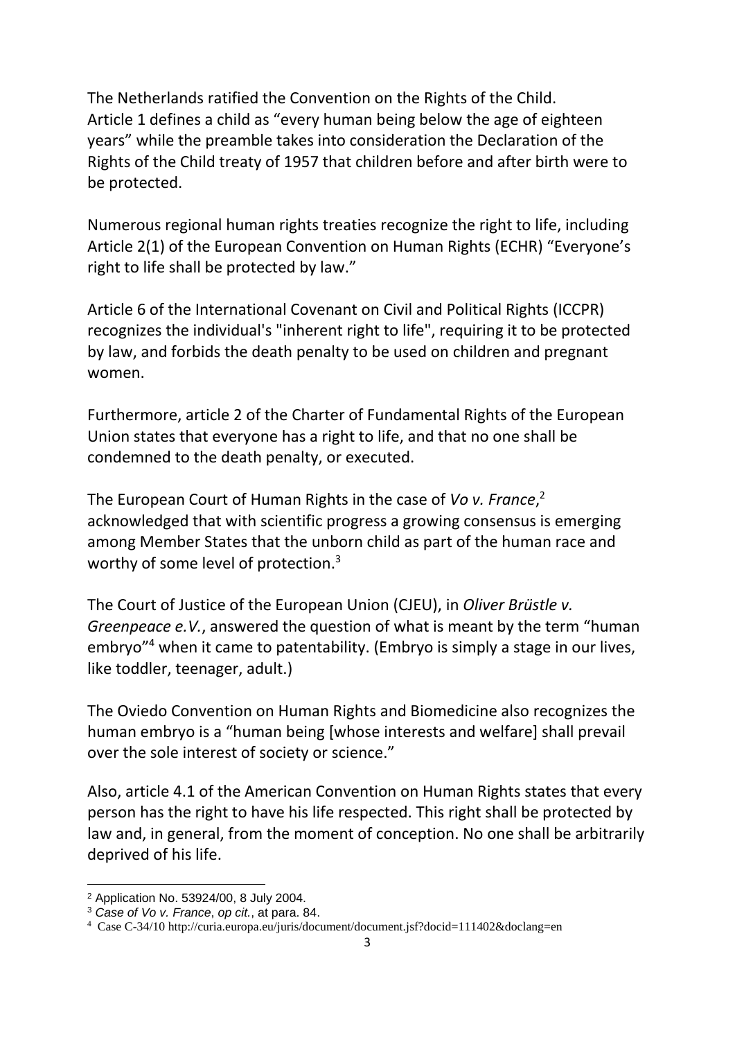The Netherlands ratified the Convention on the Rights of the Child. Article 1 defines a child as "every human being below the age of eighteen years" while the preamble takes into consideration the Declaration of the Rights of the Child treaty of 1957 that children before and after birth were to be protected.

Numerous regional human rights treaties recognize the right to life, including Article 2(1) of the European Convention on Human Rights (ECHR) "Everyone's right to life shall be protected by law."

Article 6 of the International Covenant on Civil and Political Rights (ICCPR) recognizes the individual's "inherent right to life", requiring it to be protected by law, and forbids the death penalty to be used on children and pregnant women.

Furthermore, article 2 of the Charter of Fundamental Rights of the European Union states that everyone has a right to life, and that no one shall be condemned to the death penalty, or executed.

The European Court of Human Rights in the case of *Vo v. France*,[2] acknowledged that with scientific progress a growing consensus is emerging among Member States that the unborn child as part of the human race and worthy of some level of protection.[3]

The Court of Justice of the European Union (CJEU), in *Oliver Brüstle v. Greenpeace e.V.*, answered the question of what is meant by the term "human embryo"[4] when it came to patentability. (Embryo is simply a stage in our lives, like toddler, teenager, adult.)

The Oviedo Convention on Human Rights and Biomedicine also recognizes the human embryo is a "human being [whose interests and welfare] shall prevail over the sole interest of society or science."

Also, article 4.1 of the American Convention on Human Rights states that every person has the right to have his life respected. This right shall be protected by law and, in general, from the moment of conception. No one shall be arbitrarily deprived of his life.

---

[2] Application No. 53924/00, 8 July 2004.

[3] *Case of Vo v. France*, *op cit.*, at para. 84.

[4] Case C-34/10 http://curia.europa.eu/juris/document/document.jsf?docid=111402&doclang=en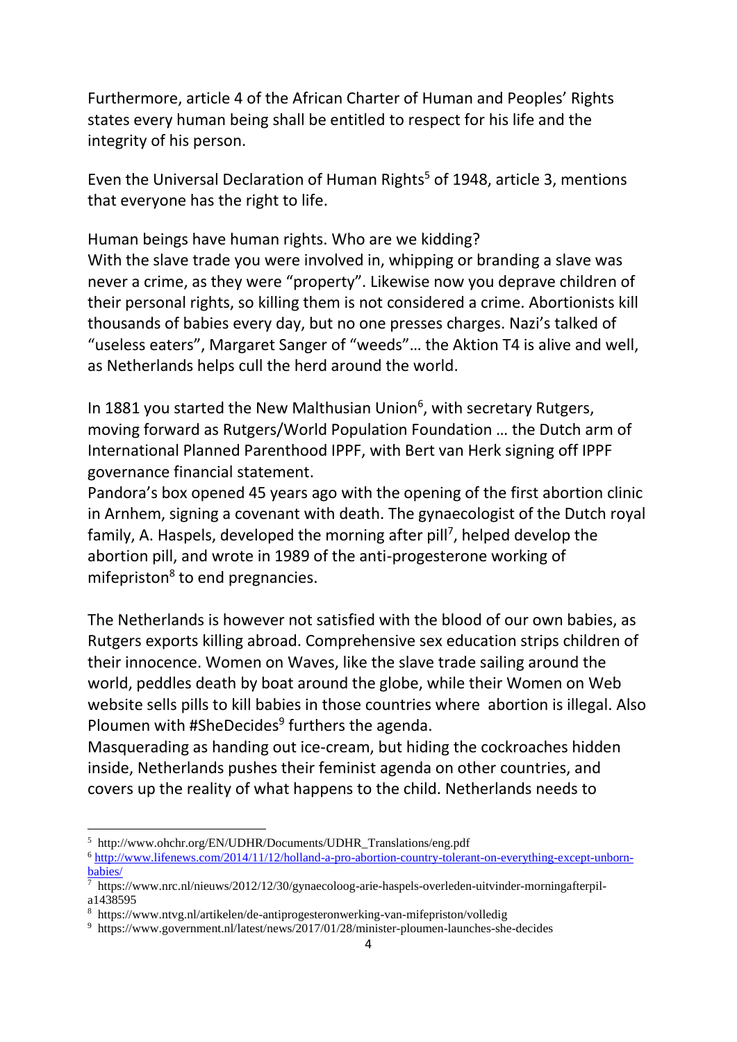Furthermore, article 4 of the African Charter of Human and Peoples' Rights states every human being shall be entitled to respect for his life and the integrity of his person.

Even the Universal Declaration of Human Rights[5] of 1948, article 3, mentions that everyone has the right to life.

Human beings have human rights. Who are we kidding?
With the slave trade you were involved in, whipping or branding a slave was never a crime, as they were "property". Likewise now you deprave children of their personal rights, so killing them is not considered a crime. Abortionists kill thousands of babies every day, but no one presses charges. Nazi's talked of "useless eaters", Margaret Sanger of "weeds"… the Aktion T4 is alive and well, as Netherlands helps cull the herd around the world.

In 1881 you started the New Malthusian Union[6], with secretary Rutgers, moving forward as Rutgers/World Population Foundation … the Dutch arm of International Planned Parenthood IPPF, with Bert van Herk signing off IPPF governance financial statement.
Pandora's box opened 45 years ago with the opening of the first abortion clinic in Arnhem, signing a covenant with death. The gynaecologist of the Dutch royal family, A. Haspels, developed the morning after pill[7], helped develop the abortion pill, and wrote in 1989 of the anti-progesterone working of mifepriston[8] to end pregnancies.

The Netherlands is however not satisfied with the blood of our own babies, as Rutgers exports killing abroad. Comprehensive sex education strips children of their innocence. Women on Waves, like the slave trade sailing around the world, peddles death by boat around the globe, while their Women on Web website sells pills to kill babies in those countries where abortion is illegal. Also Ploumen with #SheDecides[9] furthers the agenda.
Masquerading as handing out ice-cream, but hiding the cockroaches hidden inside, Netherlands pushes their feminist agenda on other countries, and covers up the reality of what happens to the child. Netherlands needs to

---

[5] http://www.ohchr.org/EN/UDHR/Documents/UDHR_Translations/eng.pdf

[6] http://www.lifenews.com/2014/11/12/holland-a-pro-abortion-country-tolerant-on-everything-except-unborn-babies/

[7] https://www.nrc.nl/nieuws/2012/12/30/gynaecoloog-arie-haspels-overleden-uitvinder-morningafterpil-a1438595

[8] https://www.ntvg.nl/artikelen/de-antiprogesteronwerking-van-mifepriston/volledig

[9] https://www.government.nl/latest/news/2017/01/28/minister-ploumen-launches-she-decides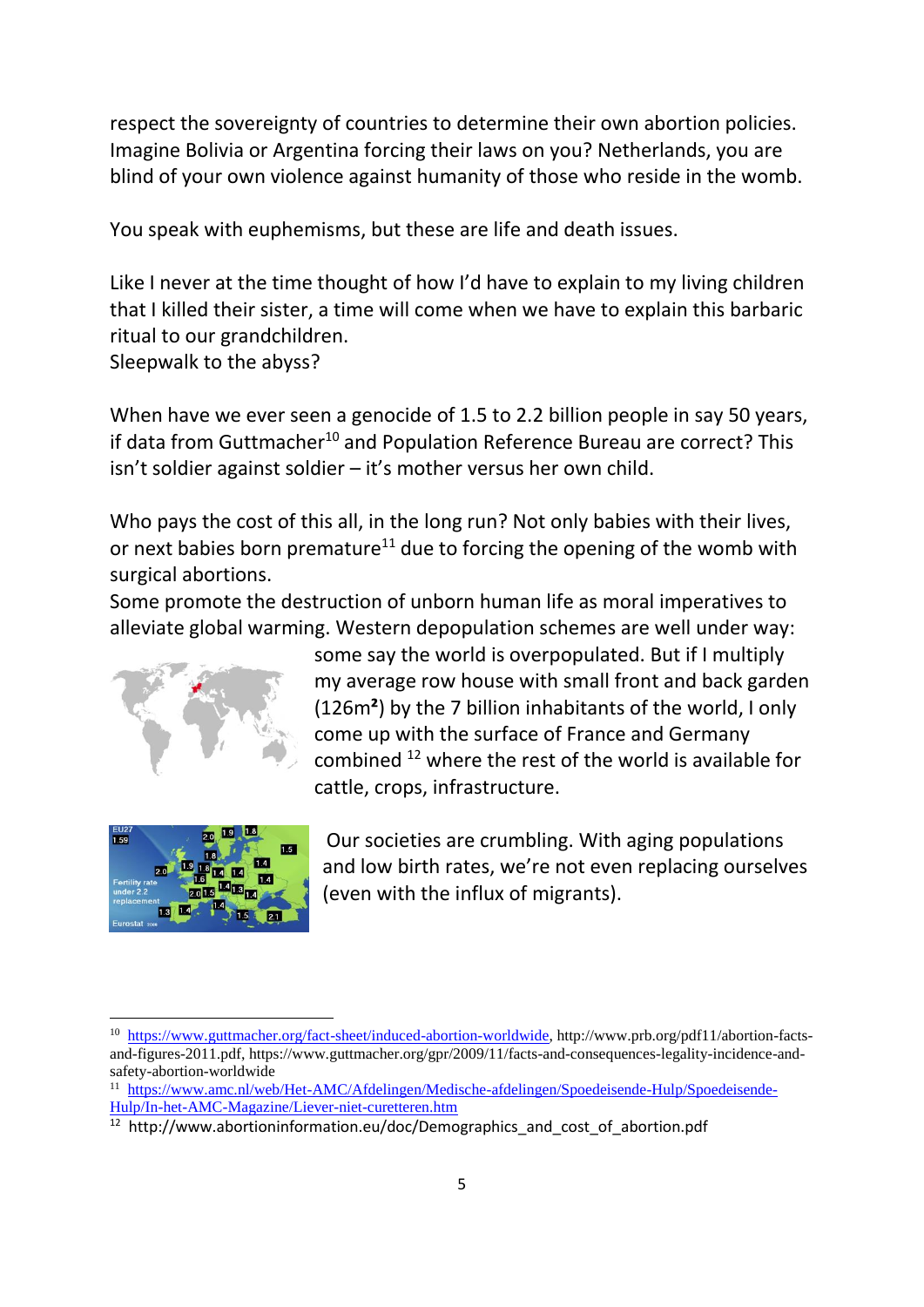respect the sovereignty of countries to determine their own abortion policies. Imagine Bolivia or Argentina forcing their laws on you? Netherlands, you are blind of your own violence against humanity of those who reside in the womb.

You speak with euphemisms, but these are life and death issues.

Like I never at the time thought of how I'd have to explain to my living children that I killed their sister, a time will come when we have to explain this barbaric ritual to our grandchildren.
Sleepwalk to the abyss?

When have we ever seen a genocide of 1.5 to 2.2 billion people in say 50 years, if data from Guttmacher[10] and Population Reference Bureau are correct? This isn't soldier against soldier – it's mother versus her own child.

Who pays the cost of this all, in the long run? Not only babies with their lives, or next babies born premature[11] due to forcing the opening of the womb with surgical abortions.
Some promote the destruction of unborn human life as moral imperatives to alleviate global warming. Western depopulation schemes are well under way: some say the world is overpopulated. But if I multiply my average row house with small front and back garden (126m²) by the 7 billion inhabitants of the world, I only come up with the surface of France and Germany combined [12] where the rest of the world is available for cattle, crops, infrastructure.

Our societies are crumbling. With aging populations and low birth rates, we're not even replacing ourselves (even with the influx of migrants).

[10] https://www.guttmacher.org/fact-sheet/induced-abortion-worldwide, http://www.prb.org/pdf11/abortion-facts-and-figures-2011.pdf, https://www.guttmacher.org/gpr/2009/11/facts-and-consequences-legality-incidence-and-safety-abortion-worldwide

[11] https://www.amc.nl/web/Het-AMC/Afdelingen/Medische-afdelingen/Spoedeisende-Hulp/Spoedeisende-Hulp/In-het-AMC-Magazine/Liever-niet-curetteren.htm

[12] http://www.abortioninformation.eu/doc/Demographics_and_cost_of_abortion.pdf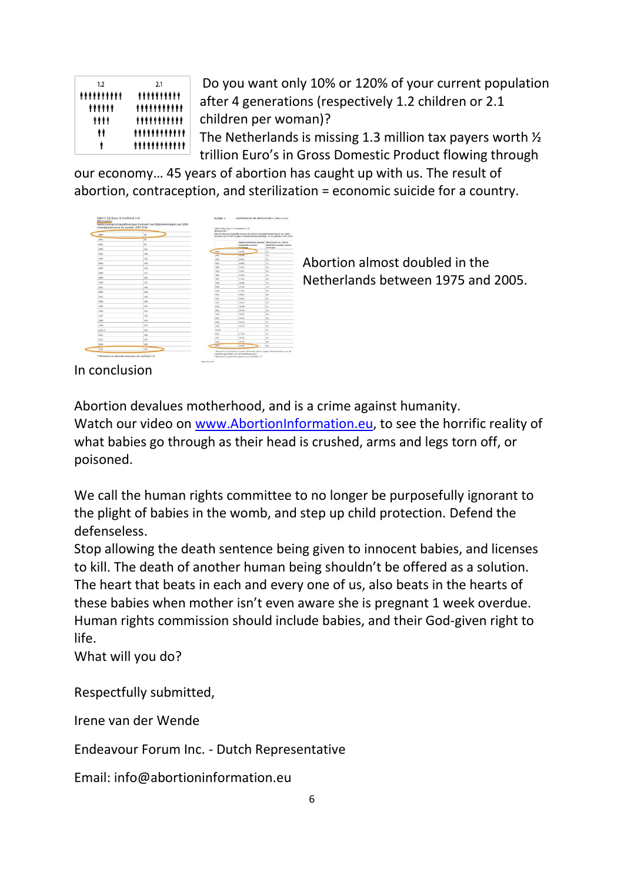1.2

2.1

Do you want only 10% or 120% of your current population after 4 generations (respectively 1.2 children or 2.1 children per woman)?
The Netherlands is missing 1.3 million tax payers worth ½ trillion Euro's in Gross Domestic Product flowing through our economy… 45 years of abortion has caught up with us. The result of abortion, contraception, and sterilization = economic suicide for a country.

Abortion almost doubled in the Netherlands between 1975 and 2005.

In conclusion

Abortion devalues motherhood, and is a crime against humanity.
Watch our video on [www.AbortionInformation.eu](http://www.AbortionInformation.eu), to see the horrific reality of what babies go through as their head is crushed, arms and legs torn off, or poisoned.

We call the human rights committee to no longer be purposefully ignorant to the plight of babies in the womb, and step up child protection. Defend the defenseless.
Stop allowing the death sentence being given to innocent babies, and licenses to kill. The death of another human being shouldn't be offered as a solution. The heart that beats in each and every one of us, also beats in the hearts of these babies when mother isn't even aware she is pregnant 1 week overdue. Human rights commission should include babies, and their God-given right to life.
What will you do?

Respectfully submitted,

Irene van der Wende

Endeavour Forum Inc. - Dutch Representative

Email: info@abortioninformation.eu